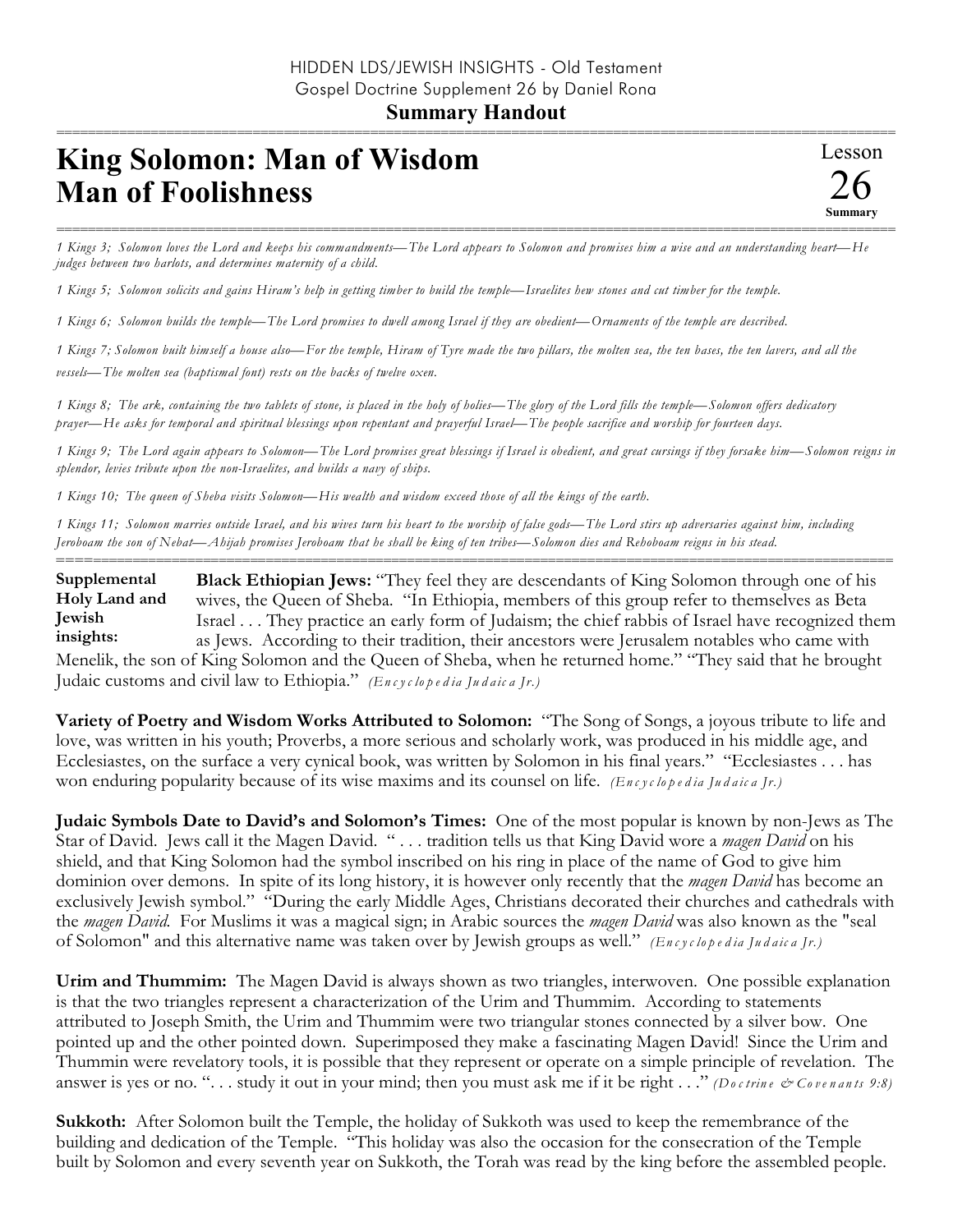HIDDEN LDS/JEWISH INSIGHTS - Old Testament
Gospel Doctrine Supplement 26 by Daniel Rona

**Summary Handout**

# King Solomon: Man of Wisdom Man of Foolishness

Lesson 26 Summary

*1 Kings 3; Solomon loves the Lord and keeps his commandments—The Lord appears to Solomon and promises him a wise and an understanding heart—He judges between two harlots, and determines maternity of a child.*

*1 Kings 5; Solomon solicits and gains Hiram's help in getting timber to build the temple—Israelites hew stones and cut timber for the temple.*

*1 Kings 6; Solomon builds the temple—The Lord promises to dwell among Israel if they are obedient—Ornaments of the temple are described.*

*1 Kings 7; Solomon built himself a house also—For the temple, Hiram of Tyre made the two pillars, the molten sea, the ten bases, the ten lavers, and all the vessels—The molten sea (baptismal font) rests on the backs of twelve oxen.*

*1 Kings 8; The ark, containing the two tablets of stone, is placed in the holy of holies—The glory of the Lord fills the temple—Solomon offers dedicatory prayer—He asks for temporal and spiritual blessings upon repentant and prayerful Israel—The people sacrifice and worship for fourteen days.*

*1 Kings 9; The Lord again appears to Solomon—The Lord promises great blessings if Israel is obedient, and great cursings if they forsake him—Solomon reigns in splendor, levies tribute upon the non-Israelites, and builds a navy of ships.*

*1 Kings 10; The queen of Sheba visits Solomon—His wealth and wisdom exceed those of all the kings of the earth.*

*1 Kings 11; Solomon marries outside Israel, and his wives turn his heart to the worship of false gods—The Lord stirs up adversaries against him, including Jeroboam the son of Nebat—Ahijah promises Jeroboam that he shall be king of ten tribes—Solomon dies and Rehoboam reigns in his stead.*

**Supplemental Holy Land and Jewish insights:**

**Black Ethiopian Jews:** "They feel they are descendants of King Solomon through one of his wives, the Queen of Sheba. "In Ethiopia, members of this group refer to themselves as Beta Israel . . . They practice an early form of Judaism; the chief rabbis of Israel have recognized them as Jews. According to their tradition, their ancestors were Jerusalem notables who came with Menelik, the son of King Solomon and the Queen of Sheba, when he returned home." "They said that he brought Judaic customs and civil law to Ethiopia." *(Encyclopedia Judaica Jr.)*

**Variety of Poetry and Wisdom Works Attributed to Solomon:** "The Song of Songs, a joyous tribute to life and love, was written in his youth; Proverbs, a more serious and scholarly work, was produced in his middle age, and Ecclesiastes, on the surface a very cynical book, was written by Solomon in his final years." "Ecclesiastes . . . has won enduring popularity because of its wise maxims and its counsel on life. *(Encyclopedia Judaica Jr.)*

**Judaic Symbols Date to David's and Solomon's Times:** One of the most popular is known by non-Jews as The Star of David. Jews call it the Magen David. " . . . tradition tells us that King David wore a *magen David* on his shield, and that King Solomon had the symbol inscribed on his ring in place of the name of God to give him dominion over demons. In spite of its long history, it is however only recently that the *magen David* has become an exclusively Jewish symbol." "During the early Middle Ages, Christians decorated their churches and cathedrals with the *magen David*. For Muslims it was a magical sign; in Arabic sources the *magen David* was also known as the "seal of Solomon" and this alternative name was taken over by Jewish groups as well." *(Encyclopedia Judaica Jr.)*

**Urim and Thummim:** The Magen David is always shown as two triangles, interwoven. One possible explanation is that the two triangles represent a characterization of the Urim and Thummim. According to statements attributed to Joseph Smith, the Urim and Thummim were two triangular stones connected by a silver bow. One pointed up and the other pointed down. Superimposed they make a fascinating Magen David! Since the Urim and Thummin were revelatory tools, it is possible that they represent or operate on a simple principle of revelation. The answer is yes or no. ". . . study it out in your mind; then you must ask me if it be right . . ." *(Doctrine & Covenants 9:8)*

**Sukkoth:** After Solomon built the Temple, the holiday of Sukkoth was used to keep the remembrance of the building and dedication of the Temple. "This holiday was also the occasion for the consecration of the Temple built by Solomon and every seventh year on Sukkoth, the Torah was read by the king before the assembled people.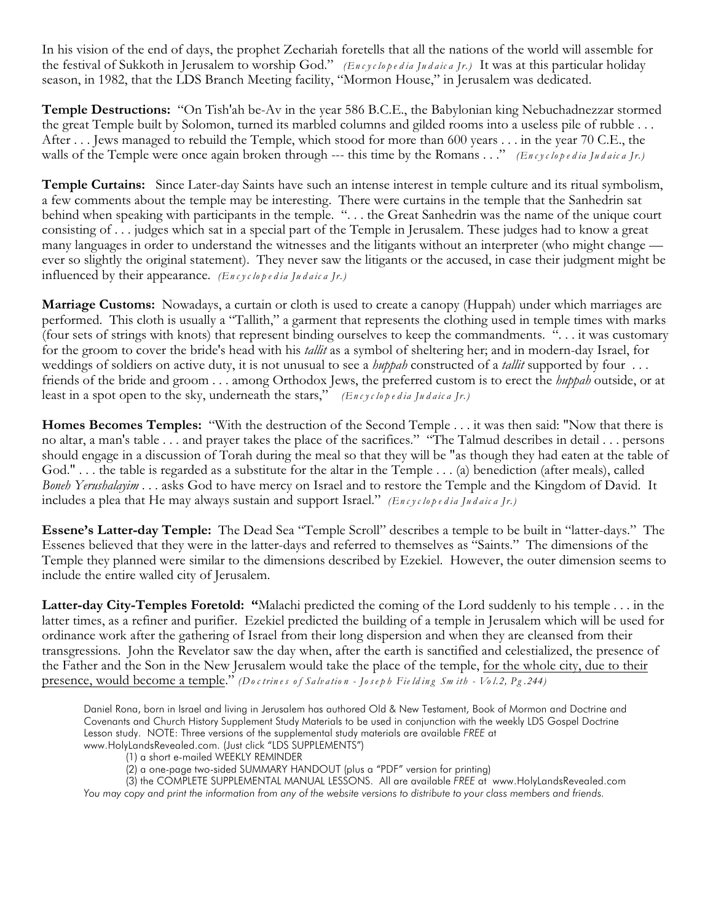In his vision of the end of days, the prophet Zechariah foretells that all the nations of the world will assemble for the festival of Sukkoth in Jerusalem to worship God." *(Encyclopedia Judaica Jr.)* It was at this particular holiday season, in 1982, that the LDS Branch Meeting facility, "Mormon House," in Jerusalem was dedicated.

**Temple Destructions:** "On Tish'ah be-Av in the year 586 B.C.E., the Babylonian king Nebuchadnezzar stormed the great Temple built by Solomon, turned its marbled columns and gilded rooms into a useless pile of rubble . . . After . . . Jews managed to rebuild the Temple, which stood for more than 600 years . . . in the year 70 C.E., the walls of the Temple were once again broken through --- this time by the Romans . . ." *(Encyclopedia Judaica Jr.)*

**Temple Curtains:** Since Later-day Saints have such an intense interest in temple culture and its ritual symbolism, a few comments about the temple may be interesting. There were curtains in the temple that the Sanhedrin sat behind when speaking with participants in the temple. ". . . the Great Sanhedrin was the name of the unique court consisting of . . . judges which sat in a special part of the Temple in Jerusalem. These judges had to know a great many languages in order to understand the witnesses and the litigants without an interpreter (who might change — ever so slightly the original statement). They never saw the litigants or the accused, in case their judgment might be influenced by their appearance. *(Encyclopedia Judaica Jr.)*

**Marriage Customs:** Nowadays, a curtain or cloth is used to create a canopy (Huppah) under which marriages are performed. This cloth is usually a "Tallith," a garment that represents the clothing used in temple times with marks (four sets of strings with knots) that represent binding ourselves to keep the commandments. ". . . it was customary for the groom to cover the bride's head with his *tallit* as a symbol of sheltering her; and in modern-day Israel, for weddings of soldiers on active duty, it is not unusual to see a *huppah* constructed of a *tallit* supported by four . . . friends of the bride and groom . . . among Orthodox Jews, the preferred custom is to erect the *huppah* outside, or at least in a spot open to the sky, underneath the stars," *(Encyclopedia Judaica Jr.)*

**Homes Becomes Temples:** "With the destruction of the Second Temple . . . it was then said: "Now that there is no altar, a man's table . . . and prayer takes the place of the sacrifices." "The Talmud describes in detail . . . persons should engage in a discussion of Torah during the meal so that they will be "as though they had eaten at the table of God." . . . the table is regarded as a substitute for the altar in the Temple . . . (a) benediction (after meals), called *Boneh Yerushalayim* . . . asks God to have mercy on Israel and to restore the Temple and the Kingdom of David. It includes a plea that He may always sustain and support Israel." *(Encyclopedia Judaica Jr.)*

**Essene's Latter-day Temple:** The Dead Sea "Temple Scroll" describes a temple to be built in "latter-days." The Essenes believed that they were in the latter-days and referred to themselves as "Saints." The dimensions of the Temple they planned were similar to the dimensions described by Ezekiel. However, the outer dimension seems to include the entire walled city of Jerusalem.

**Latter-day City-Temples Foretold: "**Malachi predicted the coming of the Lord suddenly to his temple . . . in the latter times, as a refiner and purifier. Ezekiel predicted the building of a temple in Jerusalem which will be used for ordinance work after the gathering of Israel from their long dispersion and when they are cleansed from their transgressions. John the Revelator saw the day when, after the earth is sanctified and celestialized, the presence of the Father and the Son in the New Jerusalem would take the place of the temple, <u>for the whole city, due to their presence, would become a temple</u>." *(Doctrines of Salvation - Joseph Fielding Smith - Vol.2, Pg.244)*

Daniel Rona, born in Israel and living in Jerusalem has authored Old & New Testament, Book of Mormon and Doctrine and Covenants and Church History Supplement Study Materials to be used in conjunction with the weekly LDS Gospel Doctrine Lesson study. NOTE: Three versions of the supplemental study materials are available *FREE* at www.HolyLandsRevealed.com. (Just click "LDS SUPPLEMENTS")

(1) a short e-mailed WEEKLY REMINDER
(2) a one-page two-sided SUMMARY HANDOUT (plus a "PDF" version for printing)
(3) the COMPLETE SUPPLEMENTAL MANUAL LESSONS. All are available *FREE* at www.HolyLandsRevealed.com

*You may copy and print the information from any of the website versions to distribute to your class members and friends.*